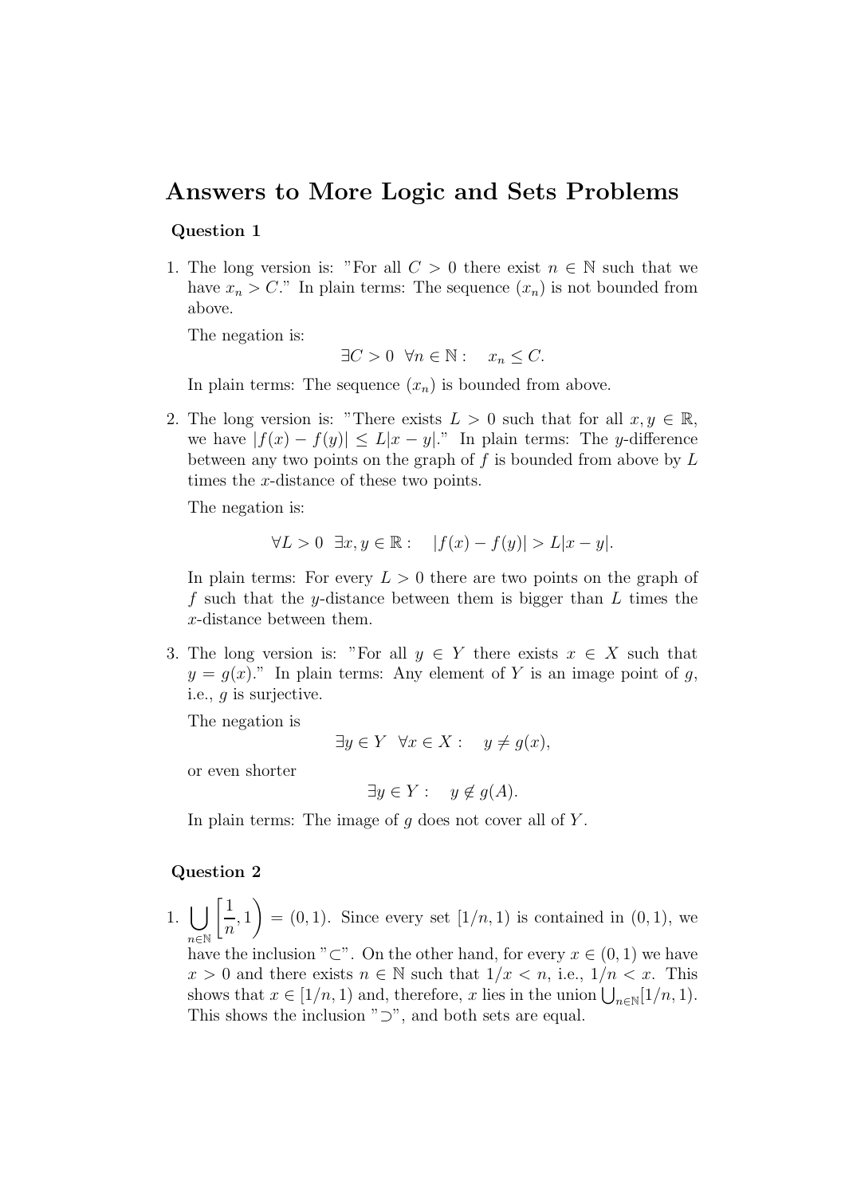# Answers to More Logic and Sets Problems

### Question 1

1. The long version is: "For all $C > 0$ there exist $n \in \mathbb{N}$ such that we have $x_n > C$." In plain terms: The sequence $(x_n)$ is not bounded from above.

   The negation is:

   $$\exists C > 0 \;\; \forall n \in \mathbb{N} : \quad x_n \leq C.$$

   In plain terms: The sequence $(x_n)$ is bounded from above.

2. The long version is: "There exists $L > 0$ such that for all $x, y \in \mathbb{R}$, we have $|f(x) - f(y)| \leq L|x - y|$." In plain terms: The $y$-difference between any two points on the graph of $f$ is bounded from above by $L$ times the $x$-distance of these two points.

   The negation is:

   $$\forall L > 0 \;\; \exists x, y \in \mathbb{R} : \quad |f(x) - f(y)| > L|x - y|.$$

   In plain terms: For every $L > 0$ there are two points on the graph of $f$ such that the $y$-distance between them is bigger than $L$ times the $x$-distance between them.

3. The long version is: "For all $y \in Y$ there exists $x \in X$ such that $y = g(x)$." In plain terms: Any element of $Y$ is an image point of $g$, i.e., $g$ is surjective.

   The negation is

   $$\exists y \in Y \;\; \forall x \in X : \quad y \neq g(x),$$

   or even shorter

   $$\exists y \in Y : \quad y \notin g(A).$$

   In plain terms: The image of $g$ does not cover all of $Y$.

### Question 2

1. $\displaystyle\bigcup_{n \in \mathbb{N}} \left[\frac{1}{n}, 1\right) = (0, 1)$. Since every set $[1/n, 1)$ is contained in $(0, 1)$, we have the inclusion "$\subset$". On the other hand, for every $x \in (0, 1)$ we have $x > 0$ and there exists $n \in \mathbb{N}$ such that $1/x < n$, i.e., $1/n < x$. This shows that $x \in [1/n, 1)$ and, therefore, $x$ lies in the union $\bigcup_{n \in \mathbb{N}} [1/n, 1)$. This shows the inclusion "$\supset$", and both sets are equal.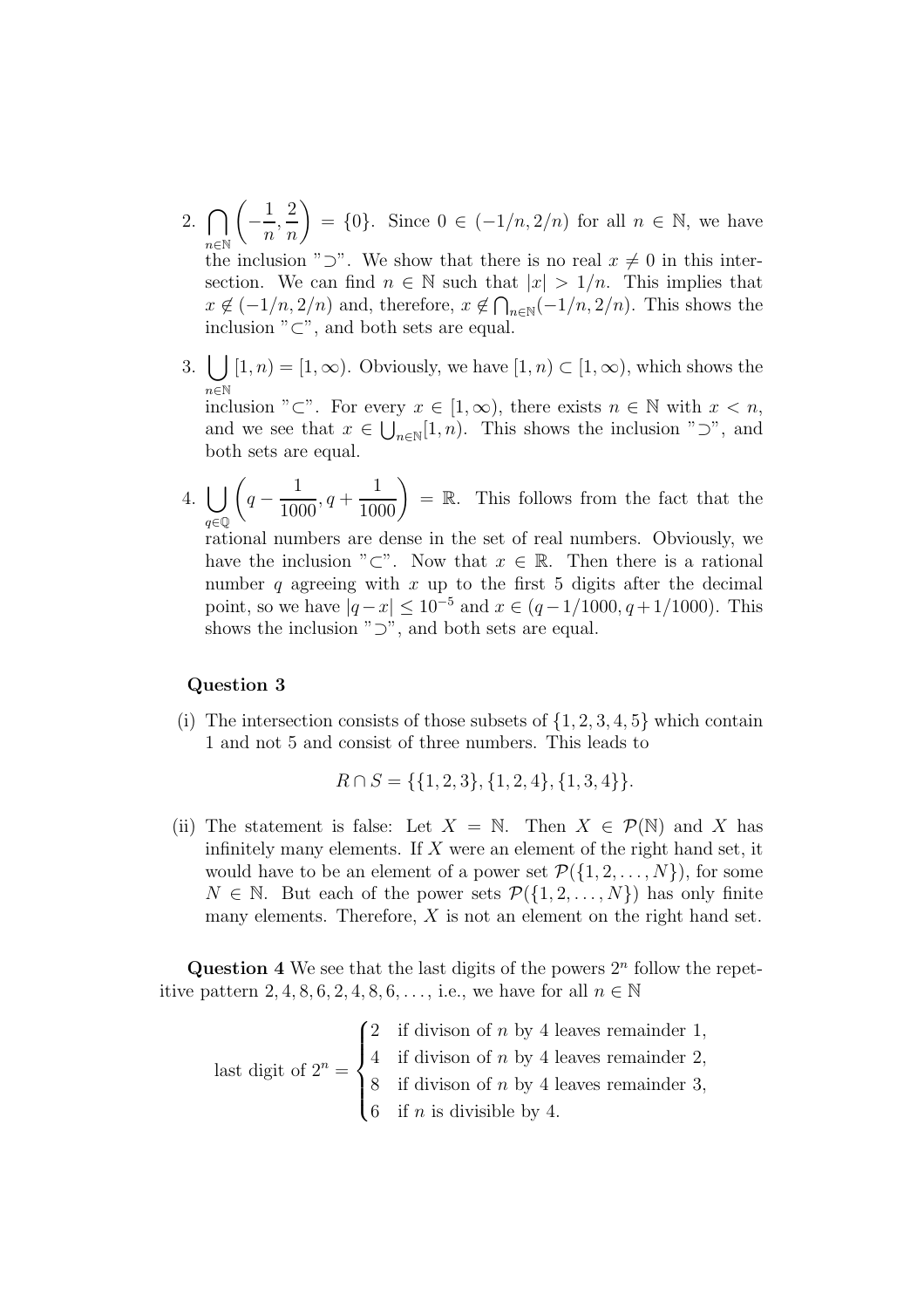2. $\bigcap_{n\in\mathbb{N}} \left(-\frac{1}{n}, \frac{2}{n}\right) = \{0\}$. Since $0 \in (-1/n, 2/n)$ for all $n \in \mathbb{N}$, we have the inclusion "$\supset$". We show that there is no real $x \neq 0$ in this intersection. We can find $n \in \mathbb{N}$ such that $|x| > 1/n$. This implies that $x \notin (-1/n, 2/n)$ and, therefore, $x \notin \bigcap_{n\in\mathbb{N}}(-1/n, 2/n)$. This shows the inclusion "$\subset$", and both sets are equal.

3. $\bigcup_{n\in\mathbb{N}} [1, n) = [1, \infty)$. Obviously, we have $[1, n) \subset [1, \infty)$, which shows the inclusion "$\subset$". For every $x \in [1, \infty)$, there exists $n \in \mathbb{N}$ with $x < n$, and we see that $x \in \bigcup_{n\in\mathbb{N}}[1, n)$. This shows the inclusion "$\supset$", and both sets are equal.

4. $\bigcup_{q\in\mathbb{Q}} \left(q - \frac{1}{1000}, q + \frac{1}{1000}\right) = \mathbb{R}$. This follows from the fact that the rational numbers are dense in the set of real numbers. Obviously, we have the inclusion "$\subset$". Now that $x \in \mathbb{R}$. Then there is a rational number $q$ agreeing with $x$ up to the first 5 digits after the decimal point, so we have $|q - x| \leq 10^{-5}$ and $x \in (q - 1/1000, q + 1/1000)$. This shows the inclusion "$\supset$", and both sets are equal.

**Question 3**

(i) The intersection consists of those subsets of $\{1, 2, 3, 4, 5\}$ which contain 1 and not 5 and consist of three numbers. This leads to

$$R \cap S = \{\{1, 2, 3\}, \{1, 2, 4\}, \{1, 3, 4\}\}.$$

(ii) The statement is false: Let $X = \mathbb{N}$. Then $X \in \mathcal{P}(\mathbb{N})$ and $X$ has infinitely many elements. If $X$ were an element of the right hand set, it would have to be an element of a power set $\mathcal{P}(\{1, 2, \ldots, N\})$, for some $N \in \mathbb{N}$. But each of the power sets $\mathcal{P}(\{1, 2, \ldots, N\})$ has only finite many elements. Therefore, $X$ is not an element on the right hand set.

**Question 4** We see that the last digits of the powers $2^n$ follow the repetitive pattern $2, 4, 8, 6, 2, 4, 8, 6, \ldots$, i.e., we have for all $n \in \mathbb{N}$

$$\text{last digit of } 2^n = \begin{cases} 2 & \text{if divison of } n \text{ by 4 leaves remainder 1,} \\ 4 & \text{if divison of } n \text{ by 4 leaves remainder 2,} \\ 8 & \text{if divison of } n \text{ by 4 leaves remainder 3,} \\ 6 & \text{if } n \text{ is divisible by 4.} \end{cases}$$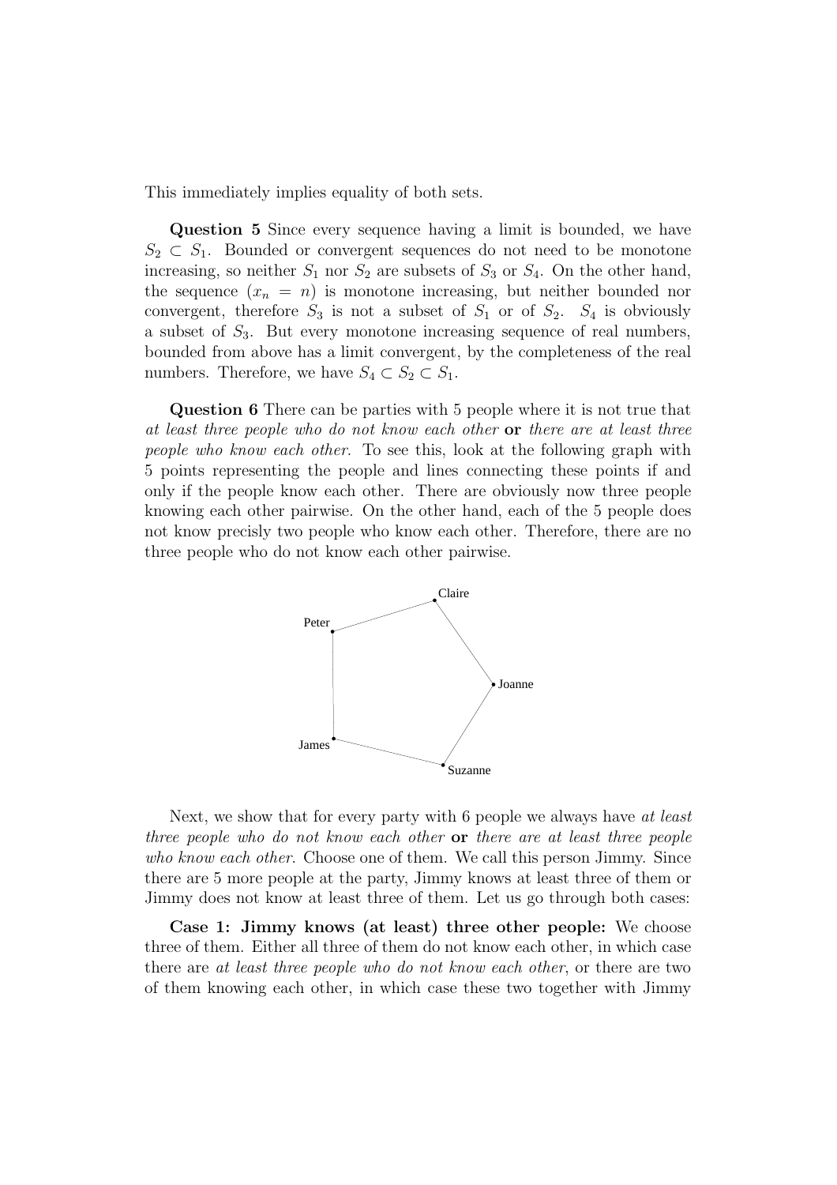This immediately implies equality of both sets.

**Question 5** Since every sequence having a limit is bounded, we have $S_2 \subset S_1$. Bounded or convergent sequences do not need to be monotone increasing, so neither $S_1$ nor $S_2$ are subsets of $S_3$ or $S_4$. On the other hand, the sequence $(x_n = n)$ is monotone increasing, but neither bounded nor convergent, therefore $S_3$ is not a subset of $S_1$ or of $S_2$. $S_4$ is obviously a subset of $S_3$. But every monotone increasing sequence of real numbers, bounded from above has a limit convergent, by the completeness of the real numbers. Therefore, we have $S_4 \subset S_2 \subset S_1$.

**Question 6** There can be parties with 5 people where it is not true that *at least three people who do not know each other* **or** *there are at least three people who know each other*. To see this, look at the following graph with 5 points representing the people and lines connecting these points if and only if the people know each other. There are obviously now three people knowing each other pairwise. On the other hand, each of the 5 people does not know precisly two people who know each other. Therefore, there are no three people who do not know each other pairwise.

Claire

Peter

Joanne

James

Suzanne

Next, we show that for every party with 6 people we always have *at least three people who do not know each other* **or** *there are at least three people who know each other*. Choose one of them. We call this person Jimmy. Since there are 5 more people at the party, Jimmy knows at least three of them or Jimmy does not know at least three of them. Let us go through both cases:

**Case 1: Jimmy knows (at least) three other people:** We choose three of them. Either all three of them do not know each other, in which case there are *at least three people who do not know each other*, or there are two of them knowing each other, in which case these two together with Jimmy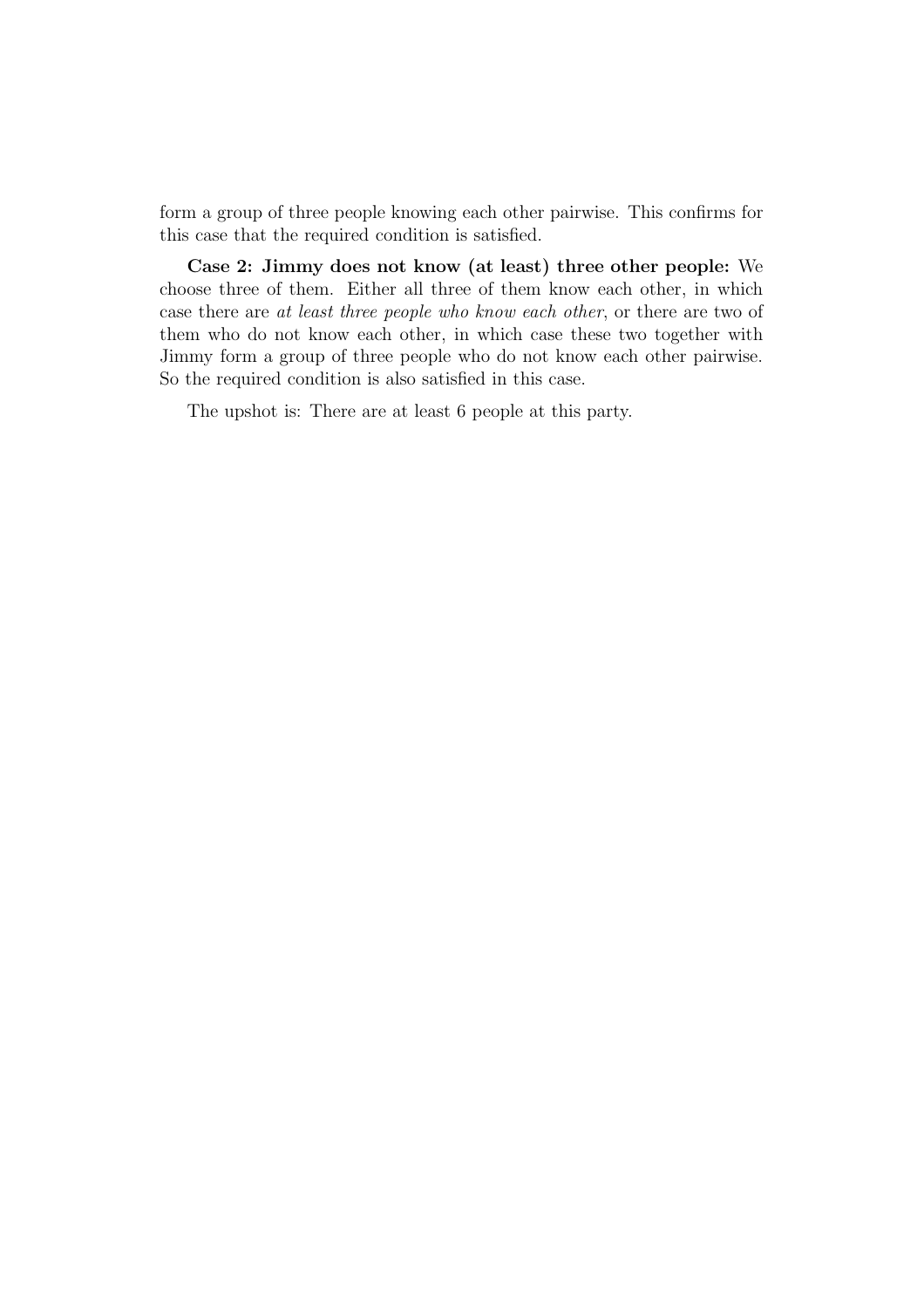form a group of three people knowing each other pairwise. This confirms for this case that the required condition is satisfied.

**Case 2: Jimmy does not know (at least) three other people:** We choose three of them. Either all three of them know each other, in which case there are *at least three people who know each other*, or there are two of them who do not know each other, in which case these two together with Jimmy form a group of three people who do not know each other pairwise. So the required condition is also satisfied in this case.

The upshot is: There are at least 6 people at this party.